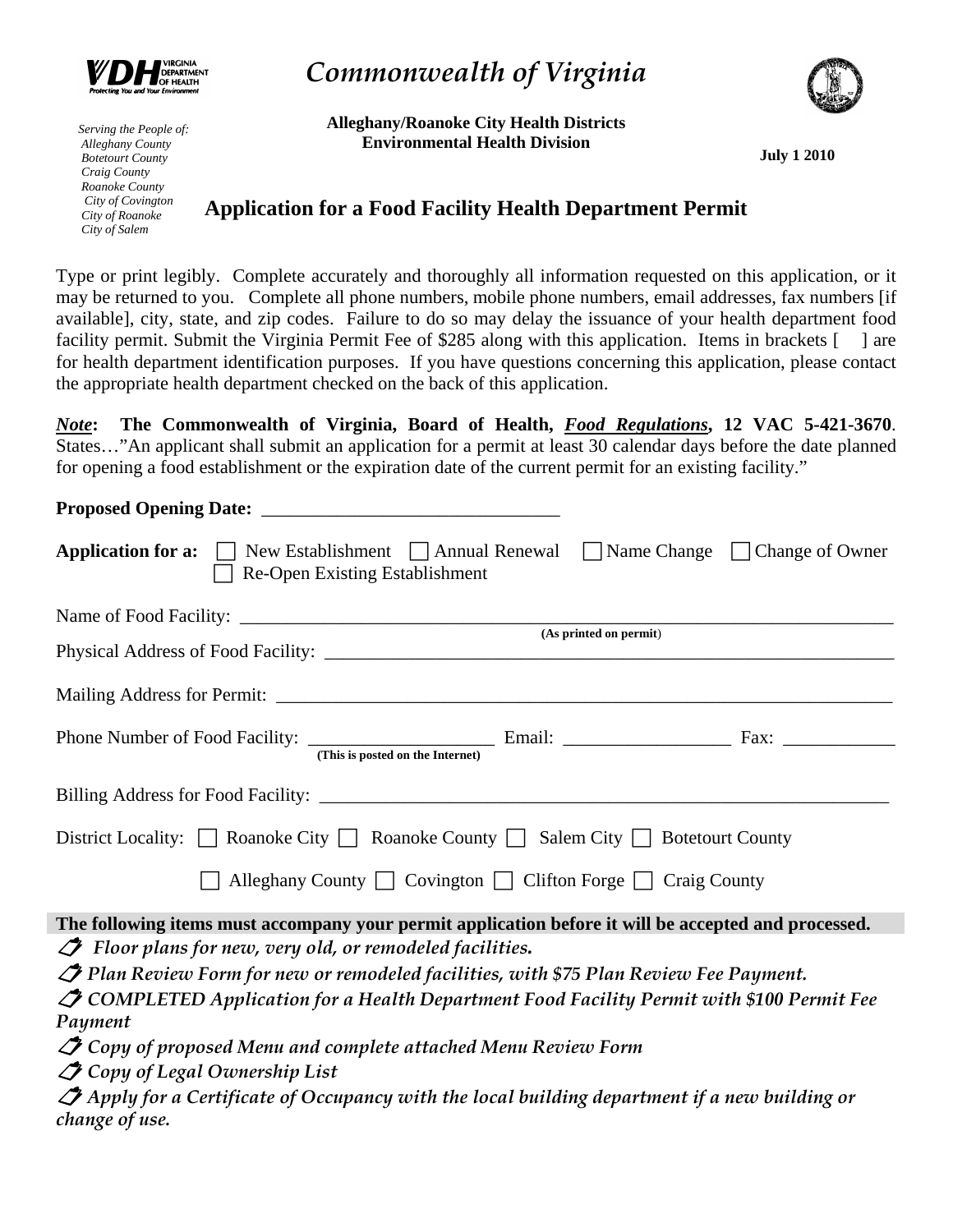VDH VIRGINIA DEPARTMENT OF HEALTH
*Protecting You and Your Environment*

# *Commonwealth of Virginia*

*Serving the People of:*
*Alleghany County*
*Botetourt County*
*Craig County*
*Roanoke County*
*City of Covington*
*City of Roanoke*
*City of Salem*

**Alleghany/Roanoke City Health Districts**
**Environmental Health Division**

**July 1 2010**

## Application for a Food Facility Health Department Permit

Type or print legibly. Complete accurately and thoroughly all information requested on this application, or it may be returned to you. Complete all phone numbers, mobile phone numbers, email addresses, fax numbers [if available], city, state, and zip codes. Failure to do so may delay the issuance of your health department food facility permit. Submit the Virginia Permit Fee of $285 along with this application. Items in brackets [ ] are for health department identification purposes. If you have questions concerning this application, please contact the appropriate health department checked on the back of this application.

***Note*: The Commonwealth of Virginia, Board of Health, *Food Regulations*, 12 VAC 5-421-3670**. States…"An applicant shall submit an application for a permit at least 30 calendar days before the date planned for opening a food establishment or the expiration date of the current permit for an existing facility."

**Proposed Opening Date:** ________________________________

**Application for a:** ☐ New Establishment ☐ Annual Renewal ☐ Name Change ☐ Change of Owner ☐ Re-Open Existing Establishment

Name of Food Facility: ___________________________________________________________________________
**(As printed on permit)**

Physical Address of Food Facility: ________________________________________________________________

Mailing Address for Permit: ______________________________________________________________________

Phone Number of Food Facility: ____________________ Email: __________________ Fax: ____________
**(This is posted on the Internet)**

Billing Address for Food Facility: _________________________________________________________________

District Locality: ☐ Roanoke City ☐ Roanoke County ☐ Salem City ☐ Botetourt County

☐ Alleghany County ☐ Covington ☐ Clifton Forge ☐ Craig County

**The following items must accompany your permit application before it will be accepted and processed.**

- ***Floor plans for new, very old, or remodeled facilities.***
- ***Plan Review Form for new or remodeled facilities, with $75 Plan Review Fee Payment.***
- ***COMPLETED Application for a Health Department Food Facility Permit with $100 Permit Fee Payment***
- ***Copy of proposed Menu and complete attached Menu Review Form***
- ***Copy of Legal Ownership List***
- ***Apply for a Certificate of Occupancy with the local building department if a new building or change of use.***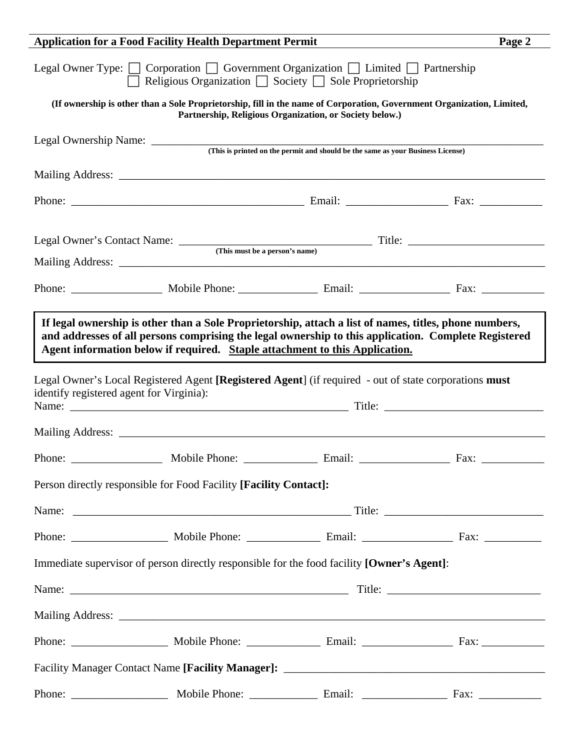**Application for a Food Facility Health Department Permit**

Legal Owner Type: ☐ Corporation ☐ Government Organization ☐ Limited ☐ Partnership ☐ Religious Organization ☐ Society ☐ Sole Proprietorship

**(If ownership is other than a Sole Proprietorship, fill in the name of Corporation, Government Organization, Limited, Partnership, Religious Organization, or Society below.)**

Legal Ownership Name: ______________________________________________
**(This is printed on the permit and should be the same as your Business License)**

Mailing Address: ______________________________________________

Phone: ______________________ Email: ______________ Fax: __________

Legal Owner's Contact Name: ______________________ Title: ______________
**(This must be a person's name)**

Mailing Address: ______________________________________________

Phone: ____________ Mobile Phone: ____________ Email: ____________ Fax: __________

**If legal ownership is other than a Sole Proprietorship, attach a list of names, titles, phone numbers, and addresses of all persons comprising the legal ownership to this application. Complete Registered Agent information below if required. <u>Staple attachment to this Application.</u>**

Legal Owner's Local Registered Agent **[Registered Agent]** (if required - out of state corporations **must** identify registered agent for Virginia):

Name: ______________________________ Title: ______________________

Mailing Address: ______________________________________________

Phone: ____________ Mobile Phone: ____________ Email: ____________ Fax: __________

Person directly responsible for Food Facility **[Facility Contact]:**

Name: ______________________________ Title: ______________________

Phone: ____________ Mobile Phone: ____________ Email: ____________ Fax: __________

Immediate supervisor of person directly responsible for the food facility **[Owner's Agent]**:

Name: ______________________________ Title: ______________________

Mailing Address: ______________________________________________

Phone: ____________ Mobile Phone: ____________ Email: ____________ Fax: __________

Facility Manager Contact Name **[Facility Manager]:** ______________________________

Phone: ____________ Mobile Phone: ____________ Email: ____________ Fax: __________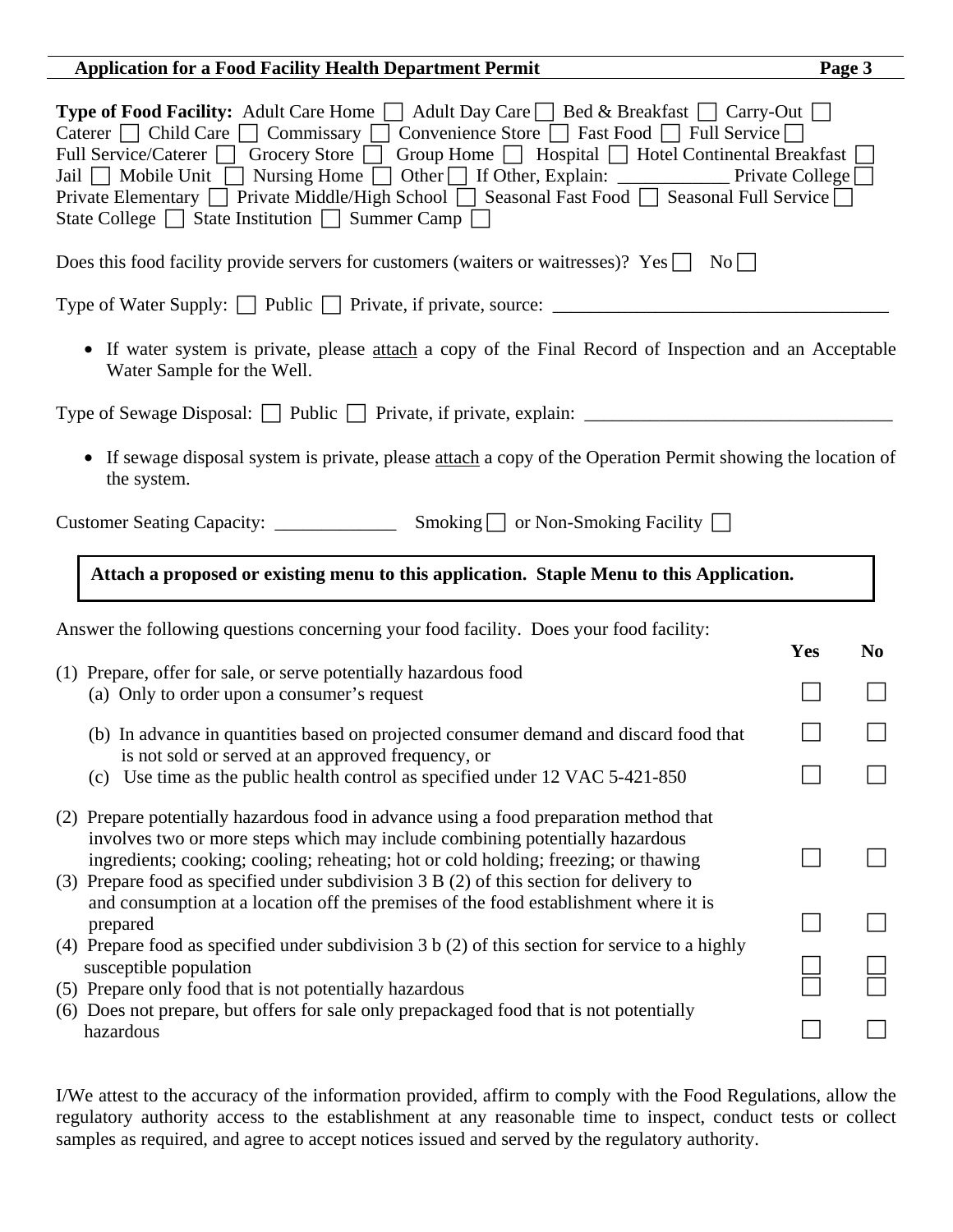**Type of Food Facility:** Adult Care Home ☐ Adult Day Care ☐ Bed & Breakfast ☐ Carry-Out ☐ Caterer ☐ Child Care ☐ Commissary ☐ Convenience Store ☐ Fast Food ☐ Full Service ☐ Full Service/Caterer ☐ Grocery Store ☐ Group Home ☐ Hospital ☐ Hotel Continental Breakfast ☐ Jail ☐ Mobile Unit ☐ Nursing Home ☐ Other ☐ If Other, Explain: ____________ Private College ☐ Private Elementary ☐ Private Middle/High School ☐ Seasonal Fast Food ☐ Seasonal Full Service ☐ State College ☐ State Institution ☐ Summer Camp ☐

Does this food facility provide servers for customers (waiters or waitresses)? Yes ☐ No ☐

Type of Water Supply: ☐ Public ☐ Private, if private, source: ____________________________________

- If water system is private, please attach a copy of the Final Record of Inspection and an Acceptable Water Sample for the Well.

Type of Sewage Disposal: ☐ Public ☐ Private, if private, explain: _________________________________

- If sewage disposal system is private, please attach a copy of the Operation Permit showing the location of the system.

Customer Seating Capacity: _____________ Smoking ☐ or Non-Smoking Facility ☐

**Attach a proposed or existing menu to this application. Staple Menu to this Application.**

Answer the following questions concerning your food facility. Does your food facility:

| | Yes | No |
|---|---|---|
| (1) Prepare, offer for sale, or serve potentially hazardous food | | |
| (a) Only to order upon a consumer's request | ☐ | ☐ |
| (b) In advance in quantities based on projected consumer demand and discard food that is not sold or served at an approved frequency, or | ☐ | ☐ |
| (c) Use time as the public health control as specified under 12 VAC 5-421-850 | ☐ | ☐ |
| (2) Prepare potentially hazardous food in advance using a food preparation method that involves two or more steps which may include combining potentially hazardous ingredients; cooking; cooling; reheating; hot or cold holding; freezing; or thawing | ☐ | ☐ |
| (3) Prepare food as specified under subdivision 3 B (2) of this section for delivery to and consumption at a location off the premises of the food establishment where it is prepared | ☐ | ☐ |
| (4) Prepare food as specified under subdivision 3 b (2) of this section for service to a highly susceptible population | ☐ | ☐ |
| (5) Prepare only food that is not potentially hazardous | ☐ | ☐ |
| (6) Does not prepare, but offers for sale only prepackaged food that is not potentially hazardous | ☐ | ☐ |

I/We attest to the accuracy of the information provided, affirm to comply with the Food Regulations, allow the regulatory authority access to the establishment at any reasonable time to inspect, conduct tests or collect samples as required, and agree to accept notices issued and served by the regulatory authority.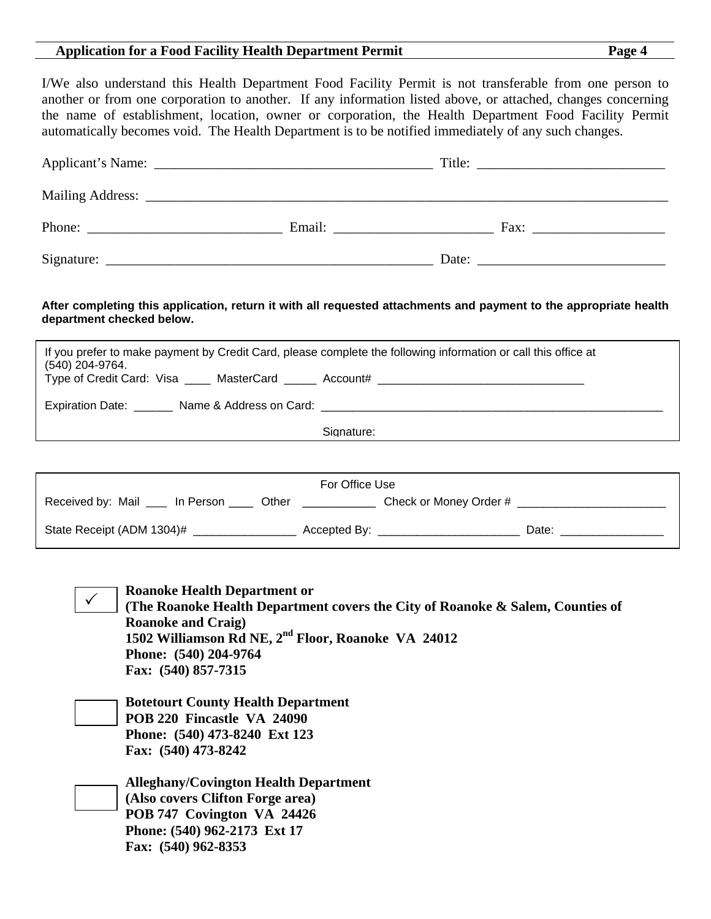I/We also understand this Health Department Food Facility Permit is not transferable from one person to another or from one corporation to another. If any information listed above, or attached, changes concerning the name of establishment, location, owner or corporation, the Health Department Food Facility Permit automatically becomes void. The Health Department is to be notified immediately of any such changes.

Applicant's Name: ________________________________________ Title: ___________________________

Mailing Address: ___________________________________________________________________________

Phone: ____________________________ Email: _______________________ Fax: ___________________

Signature: ________________________________________________ Date: ___________________________

**After completing this application, return it with all requested attachments and payment to the appropriate health department checked below.**

If you prefer to make payment by Credit Card, please complete the following information or call this office at (540) 204-9764.

Type of Credit Card: Visa ____ MasterCard _____ Account# ________________________________

Expiration Date: ______ Name & Address on Card: ________________________________________________________

Signature:

For Office Use

Received by: Mail ___ In Person ____ Other ___________ Check or Money Order # _______________________

State Receipt (ADM 1304)# ________________ Accepted By: ______________________ Date: ________________

☑ **Roanoke Health Department or**
**(The Roanoke Health Department covers the City of Roanoke & Salem, Counties of Roanoke and Craig)**
**1502 Williamson Rd NE, 2nd Floor, Roanoke VA 24012**
**Phone: (540) 204-9764**
**Fax: (540) 857-7315**

☐ **Botetourt County Health Department**
**POB 220 Fincastle VA 24090**
**Phone: (540) 473-8240 Ext 123**
**Fax: (540) 473-8242**

☐ **Alleghany/Covington Health Department**
**(Also covers Clifton Forge area)**
**POB 747 Covington VA 24426**
**Phone: (540) 962-2173 Ext 17**
**Fax: (540) 962-8353**